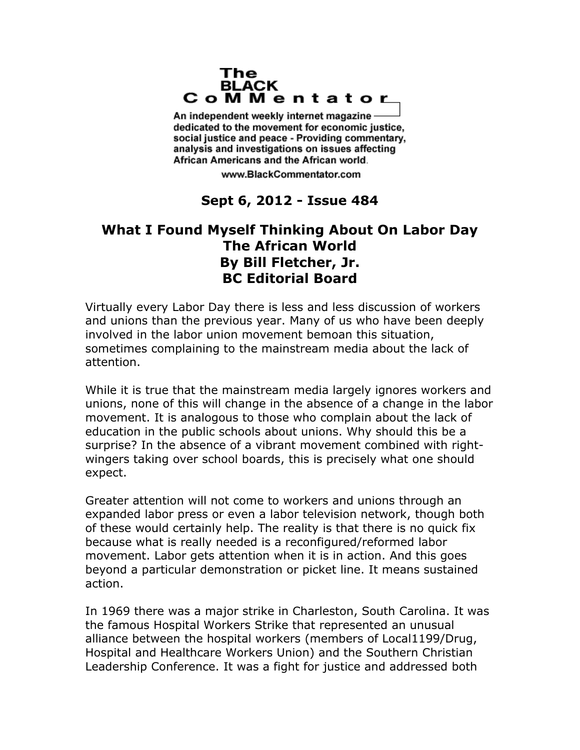# The BLACK CoMMentator

An independent weekly internet magazine dedicated to the movement for economic justice, social justice and peace - Providing commentary, analysis and investigations on issues affecting African Americans and the African world.

www.BlackCommentator.com

**Sept 6, 2012 - Issue 484**

## What I Found Myself Thinking About On Labor Day
## The African World
## By Bill Fletcher, Jr.
## BC Editorial Board

Virtually every Labor Day there is less and less discussion of workers and unions than the previous year. Many of us who have been deeply involved in the labor union movement bemoan this situation, sometimes complaining to the mainstream media about the lack of attention.

While it is true that the mainstream media largely ignores workers and unions, none of this will change in the absence of a change in the labor movement. It is analogous to those who complain about the lack of education in the public schools about unions. Why should this be a surprise? In the absence of a vibrant movement combined with right-wingers taking over school boards, this is precisely what one should expect.

Greater attention will not come to workers and unions through an expanded labor press or even a labor television network, though both of these would certainly help. The reality is that there is no quick fix because what is really needed is a reconfigured/reformed labor movement. Labor gets attention when it is in action. And this goes beyond a particular demonstration or picket line. It means sustained action.

In 1969 there was a major strike in Charleston, South Carolina. It was the famous Hospital Workers Strike that represented an unusual alliance between the hospital workers (members of Local1199/Drug, Hospital and Healthcare Workers Union) and the Southern Christian Leadership Conference. It was a fight for justice and addressed both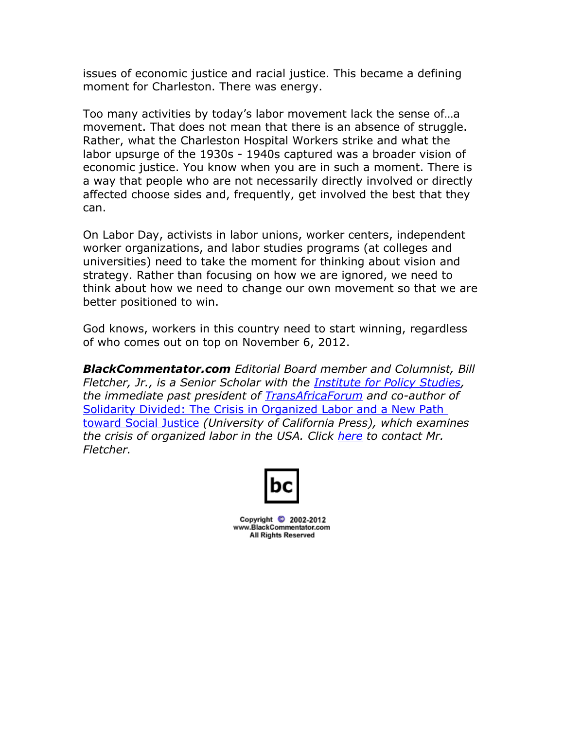issues of economic justice and racial justice. This became a defining moment for Charleston. There was energy.

Too many activities by today's labor movement lack the sense of…a movement. That does not mean that there is an absence of struggle. Rather, what the Charleston Hospital Workers strike and what the labor upsurge of the 1930s - 1940s captured was a broader vision of economic justice. You know when you are in such a moment. There is a way that people who are not necessarily directly involved or directly affected choose sides and, frequently, get involved the best that they can.

On Labor Day, activists in labor unions, worker centers, independent worker organizations, and labor studies programs (at colleges and universities) need to take the moment for thinking about vision and strategy. Rather than focusing on how we are ignored, we need to think about how we need to change our own movement so that we are better positioned to win.

God knows, workers in this country need to start winning, regardless of who comes out on top on November 6, 2012.

***BlackCommentator.com*** *Editorial Board member and Columnist, Bill Fletcher, Jr., is a Senior Scholar with the Institute for Policy Studies, the immediate past president of TransAfricaForum and co-author of* Solidarity Divided: The Crisis in Organized Labor and a New Path toward Social Justice *(University of California Press), which examines the crisis of organized labor in the USA. Click here to contact Mr. Fletcher.*

bc

Copyright © 2002-2012
www.BlackCommentator.com
All Rights Reserved